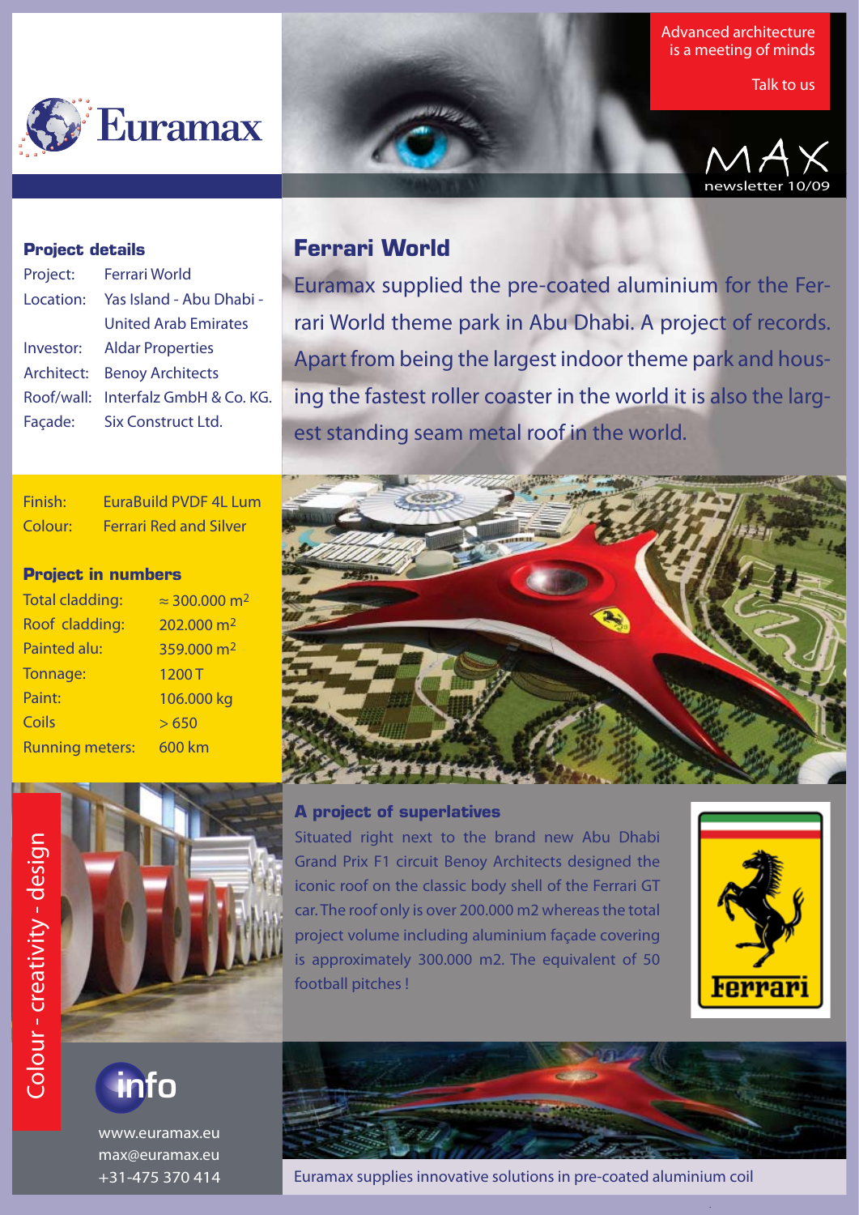Euramax

Advanced architecture is a meeting of minds

Talk to us

MAX newsletter 10/09

## Project details

| | |
|---|---|
| Project: | Ferrari World |
| Location: | Yas Island - Abu Dhabi - United Arab Emirates |
| Investor: | Aldar Properties |
| Architect: | Benoy Architects |
| Roof/wall: | Interfalz GmbH & Co. KG. |
| Façade: | Six Construct Ltd. |

| | |
|---|---|
| Finish: | EuraBuild PVDF 4L Lum |
| Colour: | Ferrari Red and Silver |

## Project in numbers

| | |
|---|---|
| Total cladding: | ≈ 300.000 $m^2$ |
| Roof cladding: | 202.000 $m^2$ |
| Painted alu: | 359.000 $m^2$ |
| Tonnage: | 1200 T |
| Paint: | 106.000 kg |
| Coils | > 650 |
| Running meters: | 600 km |

# Ferrari World

Euramax supplied the pre-coated aluminium for the Ferrari World theme park in Abu Dhabi. A project of records. Apart from being the largest indoor theme park and housing the fastest roller coaster in the world it is also the largest standing seam metal roof in the world.

### A project of superlatives

Situated right next to the brand new Abu Dhabi Grand Prix F1 circuit Benoy Architects designed the iconic roof on the classic body shell of the Ferrari GT car. The roof only is over 200.000 m2 whereas the total project volume including aluminium façade covering is approximately 300.000 m2. The equivalent of 50 football pitches !

Colour - creativity - design

info

www.euramax.eu
max@euramax.eu
+31-475 370 414

Euramax supplies innovative solutions in pre-coated aluminium coil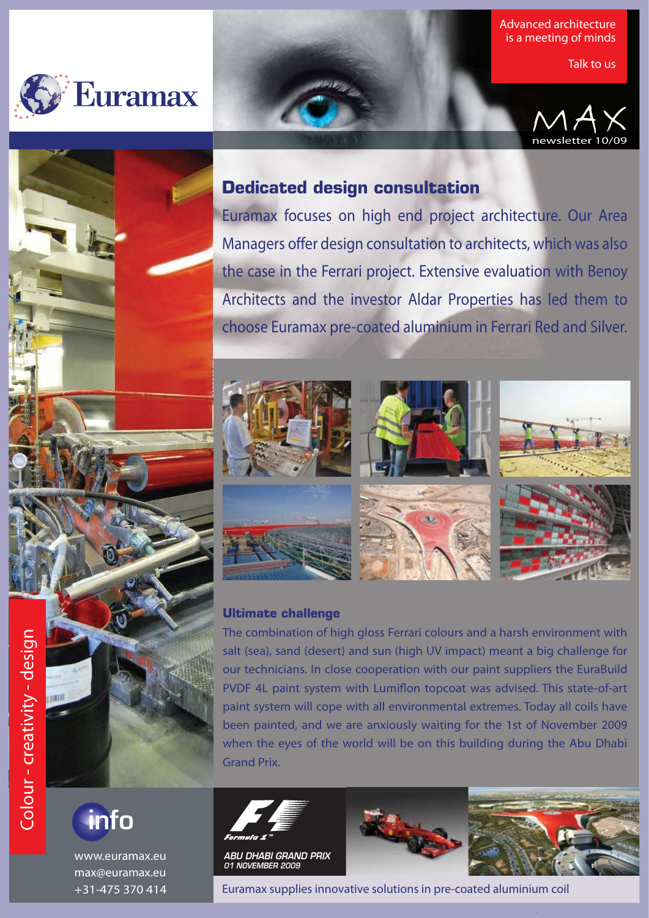Euramax

Advanced architecture
is a meeting of minds

Talk to us

MAX
newsletter 10/09

## Dedicated design consultation

Euramax focuses on high end project architecture. Our Area Managers offer design consultation to architects, which was also the case in the Ferrari project. Extensive evaluation with Benoy Architects and the investor Aldar Properties has led them to choose Euramax pre-coated aluminium in Ferrari Red and Silver.

### Ultimate challenge

The combination of high gloss Ferrari colours and a harsh environment with salt (sea), sand (desert) and sun (high UV impact) meant a big challenge for our technicians. In close cooperation with our paint suppliers the EuraBuild PVDF 4L paint system with Lumiflon topcoat was advised. This state-of-art paint system will cope with all environmental extremes. Today all coils have been painted, and we are anxiously waiting for the 1st of November 2009 when the eyes of the world will be on this building during the Abu Dhabi Grand Prix.

Colour - creativity - design

info

www.euramax.eu
max@euramax.eu
+31-475 370 414

Formula 1

ABU DHABI GRAND PRIX
01 NOVEMBER 2009

Euramax supplies innovative solutions in pre-coated aluminium coil